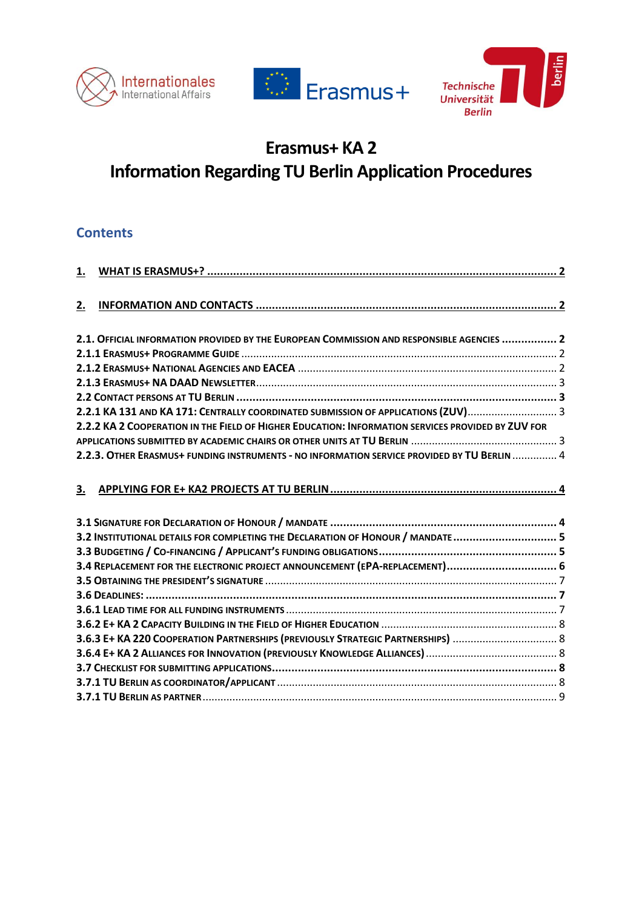# Erasmus+ KA 2
# Information Regarding TU Berlin Application Procedures

## Contents

1. WHAT IS ERASMUS+? ........ 2

2. INFORMATION AND CONTACTS ........ 2

2.1. OFFICIAL INFORMATION PROVIDED BY THE EUROPEAN COMMISSION AND RESPONSIBLE AGENCIES ........ 2
2.1.1 ERASMUS+ PROGRAMME GUIDE ........ 2
2.1.2 ERASMUS+ NATIONAL AGENCIES AND EACEA ........ 2
2.1.3 ERASMUS+ NA DAAD NEWSLETTER ........ 3
2.2 CONTACT PERSONS AT TU BERLIN ........ 3
2.2.1 KA 131 AND KA 171: CENTRALLY COORDINATED SUBMISSION OF APPLICATIONS (ZUV) ........ 3
2.2.2 KA 2 COOPERATION IN THE FIELD OF HIGHER EDUCATION: INFORMATION SERVICES PROVIDED BY ZUV FOR APPLICATIONS SUBMITTED BY ACADEMIC CHAIRS OR OTHER UNITS AT TU BERLIN ........ 3
2.2.3. OTHER ERASMUS+ FUNDING INSTRUMENTS - NO INFORMATION SERVICE PROVIDED BY TU BERLIN ........ 4

3. APPLYING FOR E+ KA2 PROJECTS AT TU BERLIN ........ 4

3.1 SIGNATURE FOR DECLARATION OF HONOUR / MANDATE ........ 4
3.2 INSTITUTIONAL DETAILS FOR COMPLETING THE DECLARATION OF HONOUR / MANDATE ........ 5
3.3 BUDGETING / CO-FINANCING / APPLICANT'S FUNDING OBLIGATIONS ........ 5
3.4 REPLACEMENT FOR THE ELECTRONIC PROJECT ANNOUNCEMENT (EPA-REPLACEMENT) ........ 6
3.5 OBTAINING THE PRESIDENT'S SIGNATURE ........ 7
3.6 DEADLINES: ........ 7
3.6.1 LEAD TIME FOR ALL FUNDING INSTRUMENTS ........ 7
3.6.2 E+ KA 2 CAPACITY BUILDING IN THE FIELD OF HIGHER EDUCATION ........ 8
3.6.3 E+ KA 220 COOPERATION PARTNERSHIPS (PREVIOUSLY STRATEGIC PARTNERSHIPS) ........ 8
3.6.4 E+ KA 2 ALLIANCES FOR INNOVATION (PREVIOUSLY KNOWLEDGE ALLIANCES) ........ 8
3.7 CHECKLIST FOR SUBMITTING APPLICATIONS ........ 8
3.7.1 TU BERLIN AS COORDINATOR/APPLICANT ........ 8
3.7.1 TU BERLIN AS PARTNER ........ 9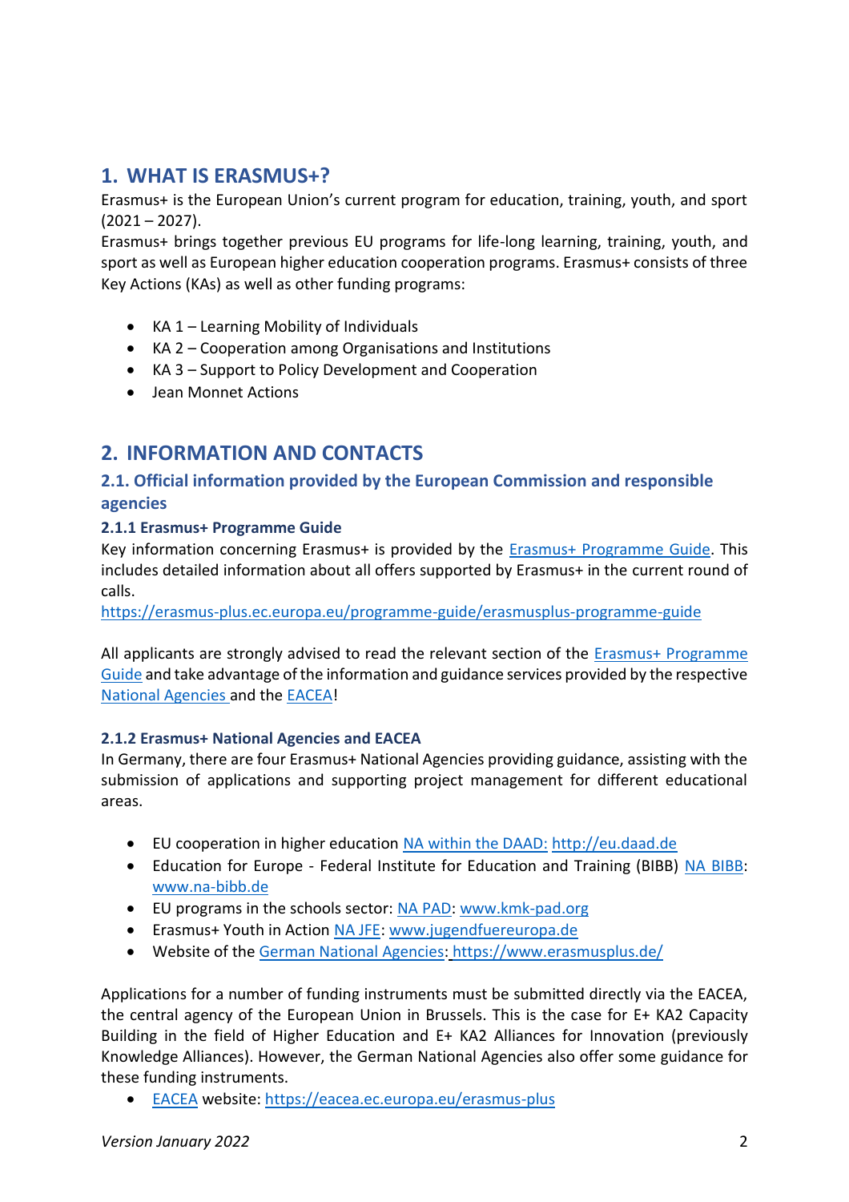# 1. WHAT IS ERASMUS+?

Erasmus+ is the European Union's current program for education, training, youth, and sport (2021 – 2027).

Erasmus+ brings together previous EU programs for life-long learning, training, youth, and sport as well as European higher education cooperation programs. Erasmus+ consists of three Key Actions (KAs) as well as other funding programs:

- KA 1 – Learning Mobility of Individuals
- KA 2 – Cooperation among Organisations and Institutions
- KA 3 – Support to Policy Development and Cooperation
- Jean Monnet Actions

# 2. INFORMATION AND CONTACTS

## 2.1. Official information provided by the European Commission and responsible agencies

### 2.1.1 Erasmus+ Programme Guide

Key information concerning Erasmus+ is provided by the [Erasmus+ Programme Guide](https://erasmus-plus.ec.europa.eu/programme-guide/erasmusplus-programme-guide). This includes detailed information about all offers supported by Erasmus+ in the current round of calls.

https://erasmus-plus.ec.europa.eu/programme-guide/erasmusplus-programme-guide

All applicants are strongly advised to read the relevant section of the Erasmus+ Programme Guide and take advantage of the information and guidance services provided by the respective National Agencies and the EACEA!

### 2.1.2 Erasmus+ National Agencies and EACEA

In Germany, there are four Erasmus+ National Agencies providing guidance, assisting with the submission of applications and supporting project management for different educational areas.

- EU cooperation in higher education NA within the DAAD: http://eu.daad.de
- Education for Europe - Federal Institute for Education and Training (BIBB) NA BIBB: www.na-bibb.de
- EU programs in the schools sector: NA PAD: www.kmk-pad.org
- Erasmus+ Youth in Action NA JFE: www.jugendfuereuropa.de
- Website of the German National Agencies: https://www.erasmusplus.de/

Applications for a number of funding instruments must be submitted directly via the EACEA, the central agency of the European Union in Brussels. This is the case for E+ KA2 Capacity Building in the field of Higher Education and E+ KA2 Alliances for Innovation (previously Knowledge Alliances). However, the German National Agencies also offer some guidance for these funding instruments.

- EACEA website: https://eacea.ec.europa.eu/erasmus-plus

*Version January 2022*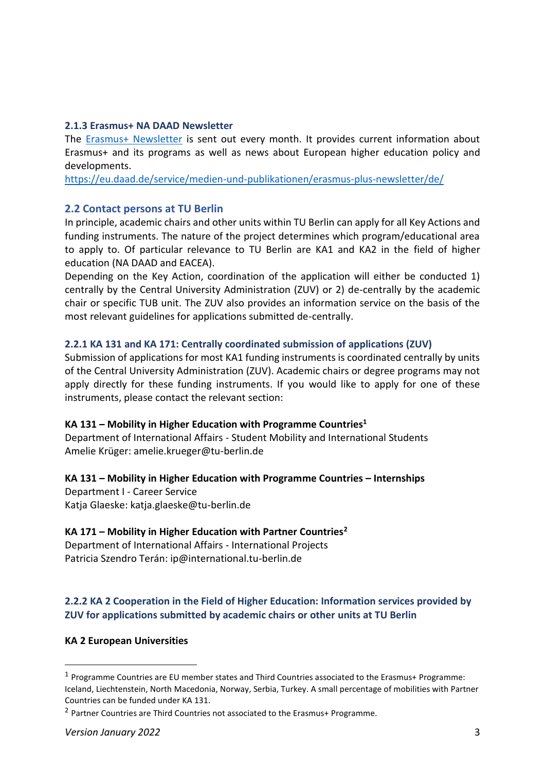### 2.1.3 Erasmus+ NA DAAD Newsletter

The [Erasmus+ Newsletter](https://eu.daad.de/service/medien-und-publikationen/erasmus-plus-newsletter/de/) is sent out every month. It provides current information about Erasmus+ and its programs as well as news about European higher education policy and developments.

https://eu.daad.de/service/medien-und-publikationen/erasmus-plus-newsletter/de/

## 2.2 Contact persons at TU Berlin

In principle, academic chairs and other units within TU Berlin can apply for all Key Actions and funding instruments. The nature of the project determines which program/educational area to apply to. Of particular relevance to TU Berlin are KA1 and KA2 in the field of higher education (NA DAAD and EACEA).

Depending on the Key Action, coordination of the application will either be conducted 1) centrally by the Central University Administration (ZUV) or 2) de-centrally by the academic chair or specific TUB unit. The ZUV also provides an information service on the basis of the most relevant guidelines for applications submitted de-centrally.

### 2.2.1 KA 131 and KA 171: Centrally coordinated submission of applications (ZUV)

Submission of applications for most KA1 funding instruments is coordinated centrally by units of the Central University Administration (ZUV). Academic chairs or degree programs may not apply directly for these funding instruments. If you would like to apply for one of these instruments, please contact the relevant section:

**KA 131 – Mobility in Higher Education with Programme Countries[1]**
Department of International Affairs - Student Mobility and International Students
Amelie Krüger: amelie.krueger@tu-berlin.de

**KA 131 – Mobility in Higher Education with Programme Countries – Internships**
Department I - Career Service
Katja Glaeske: katja.glaeske@tu-berlin.de

**KA 171 – Mobility in Higher Education with Partner Countries[2]**
Department of International Affairs - International Projects
Patricia Szendro Terán: ip@international.tu-berlin.de

### 2.2.2 KA 2 Cooperation in the Field of Higher Education: Information services provided by ZUV for applications submitted by academic chairs or other units at TU Berlin

**KA 2 European Universities**

---

[1] Programme Countries are EU member states and Third Countries associated to the Erasmus+ Programme: Iceland, Liechtenstein, North Macedonia, Norway, Serbia, Turkey. A small percentage of mobilities with Partner Countries can be funded under KA 131.

[2] Partner Countries are Third Countries not associated to the Erasmus+ Programme.

*Version January 2022*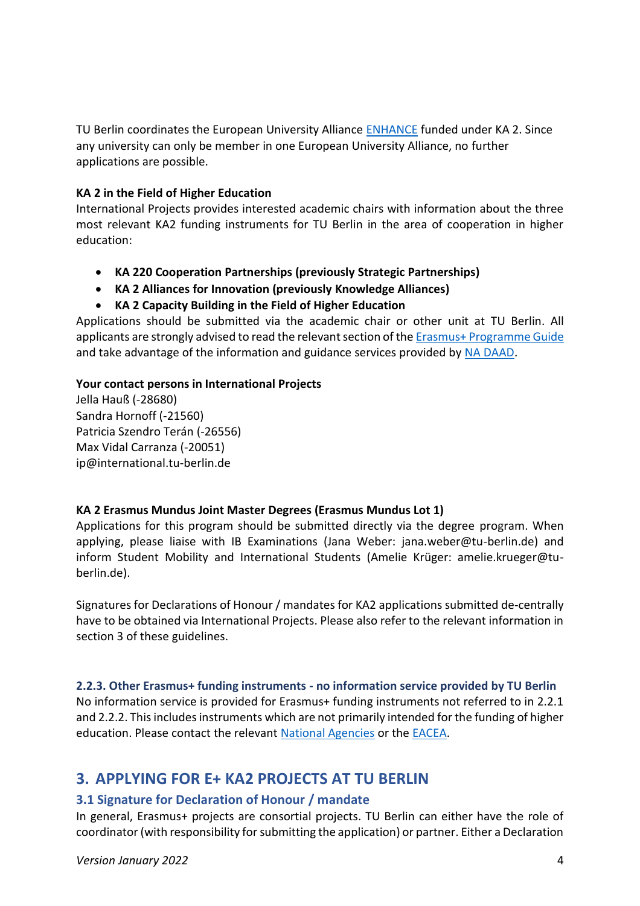TU Berlin coordinates the European University Alliance [ENHANCE](#) funded under KA 2. Since any university can only be member in one European University Alliance, no further applications are possible.

**KA 2 in the Field of Higher Education**

International Projects provides interested academic chairs with information about the three most relevant KA2 funding instruments for TU Berlin in the area of cooperation in higher education:

- **KA 220 Cooperation Partnerships (previously Strategic Partnerships)**
- **KA 2 Alliances for Innovation (previously Knowledge Alliances)**
- **KA 2 Capacity Building in the Field of Higher Education**

Applications should be submitted via the academic chair or other unit at TU Berlin. All applicants are strongly advised to read the relevant section of the Erasmus+ Programme Guide and take advantage of the information and guidance services provided by NA DAAD.

**Your contact persons in International Projects**

Jella Hauß (-28680)
Sandra Hornoff (-21560)
Patricia Szendro Terán (-26556)
Max Vidal Carranza (-20051)
ip@international.tu-berlin.de

**KA 2 Erasmus Mundus Joint Master Degrees (Erasmus Mundus Lot 1)**

Applications for this program should be submitted directly via the degree program. When applying, please liaise with IB Examinations (Jana Weber: jana.weber@tu-berlin.de) and inform Student Mobility and International Students (Amelie Krüger: amelie.krueger@tu-berlin.de).

Signatures for Declarations of Honour / mandates for KA2 applications submitted de-centrally have to be obtained via International Projects. Please also refer to the relevant information in section 3 of these guidelines.

### 2.2.3. Other Erasmus+ funding instruments - no information service provided by TU Berlin

No information service is provided for Erasmus+ funding instruments not referred to in 2.2.1 and 2.2.2. This includes instruments which are not primarily intended for the funding of higher education. Please contact the relevant National Agencies or the EACEA.

## 3. APPLYING FOR E+ KA2 PROJECTS AT TU BERLIN

### 3.1 Signature for Declaration of Honour / mandate

In general, Erasmus+ projects are consortial projects. TU Berlin can either have the role of coordinator (with responsibility for submitting the application) or partner. Either a Declaration

*Version January 2022*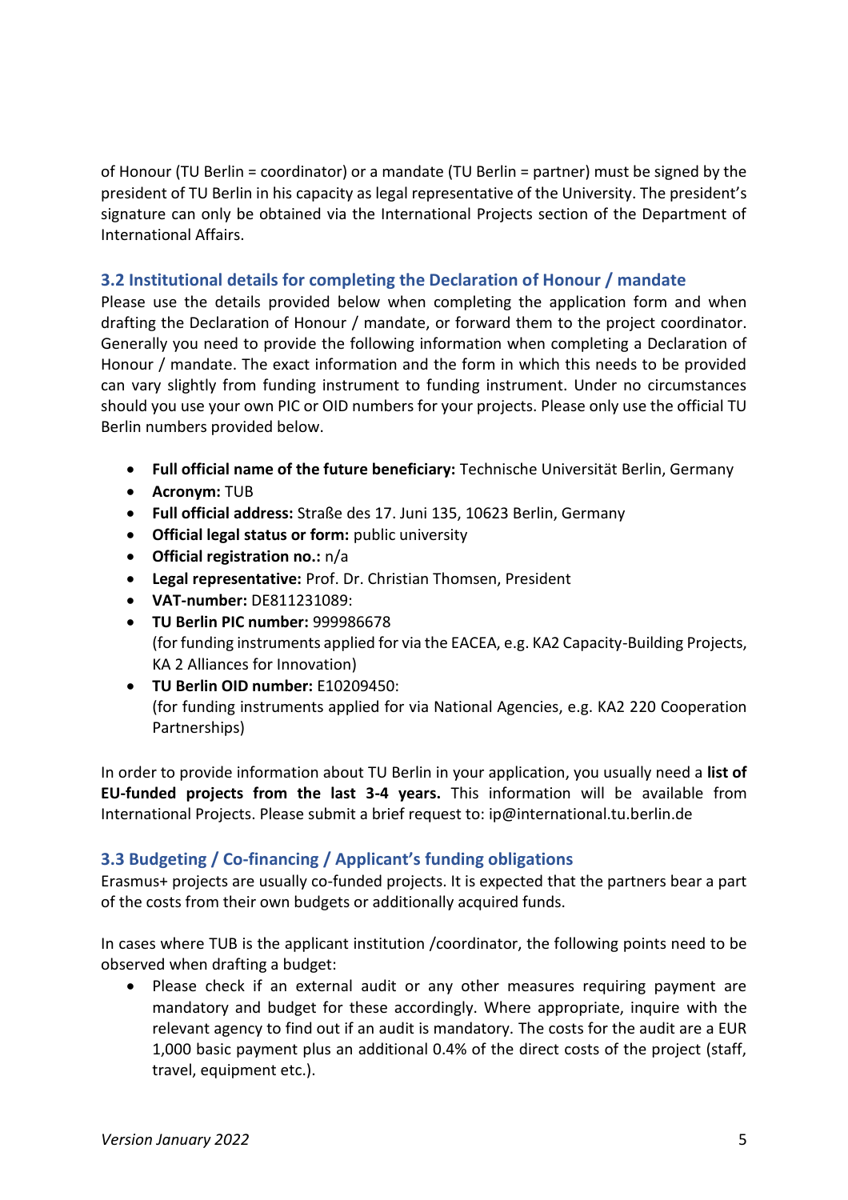of Honour (TU Berlin = coordinator) or a mandate (TU Berlin = partner) must be signed by the president of TU Berlin in his capacity as legal representative of the University. The president's signature can only be obtained via the International Projects section of the Department of International Affairs.

### 3.2 Institutional details for completing the Declaration of Honour / mandate

Please use the details provided below when completing the application form and when drafting the Declaration of Honour / mandate, or forward them to the project coordinator. Generally you need to provide the following information when completing a Declaration of Honour / mandate. The exact information and the form in which this needs to be provided can vary slightly from funding instrument to funding instrument. Under no circumstances should you use your own PIC or OID numbers for your projects. Please only use the official TU Berlin numbers provided below.

- **Full official name of the future beneficiary:** Technische Universität Berlin, Germany
- **Acronym:** TUB
- **Full official address:** Straße des 17. Juni 135, 10623 Berlin, Germany
- **Official legal status or form:** public university
- **Official registration no.:** n/a
- **Legal representative:** Prof. Dr. Christian Thomsen, President
- **VAT-number:** DE811231089:
- **TU Berlin PIC number:** 999986678
  (for funding instruments applied for via the EACEA, e.g. KA2 Capacity-Building Projects, KA 2 Alliances for Innovation)
- **TU Berlin OID number:** E10209450:
  (for funding instruments applied for via National Agencies, e.g. KA2 220 Cooperation Partnerships)

In order to provide information about TU Berlin in your application, you usually need a **list of EU-funded projects from the last 3-4 years.** This information will be available from International Projects. Please submit a brief request to: ip@international.tu.berlin.de

### 3.3 Budgeting / Co-financing / Applicant's funding obligations

Erasmus+ projects are usually co-funded projects. It is expected that the partners bear a part of the costs from their own budgets or additionally acquired funds.

In cases where TUB is the applicant institution /coordinator, the following points need to be observed when drafting a budget:

- Please check if an external audit or any other measures requiring payment are mandatory and budget for these accordingly. Where appropriate, inquire with the relevant agency to find out if an audit is mandatory. The costs for the audit are a EUR 1,000 basic payment plus an additional 0.4% of the direct costs of the project (staff, travel, equipment etc.).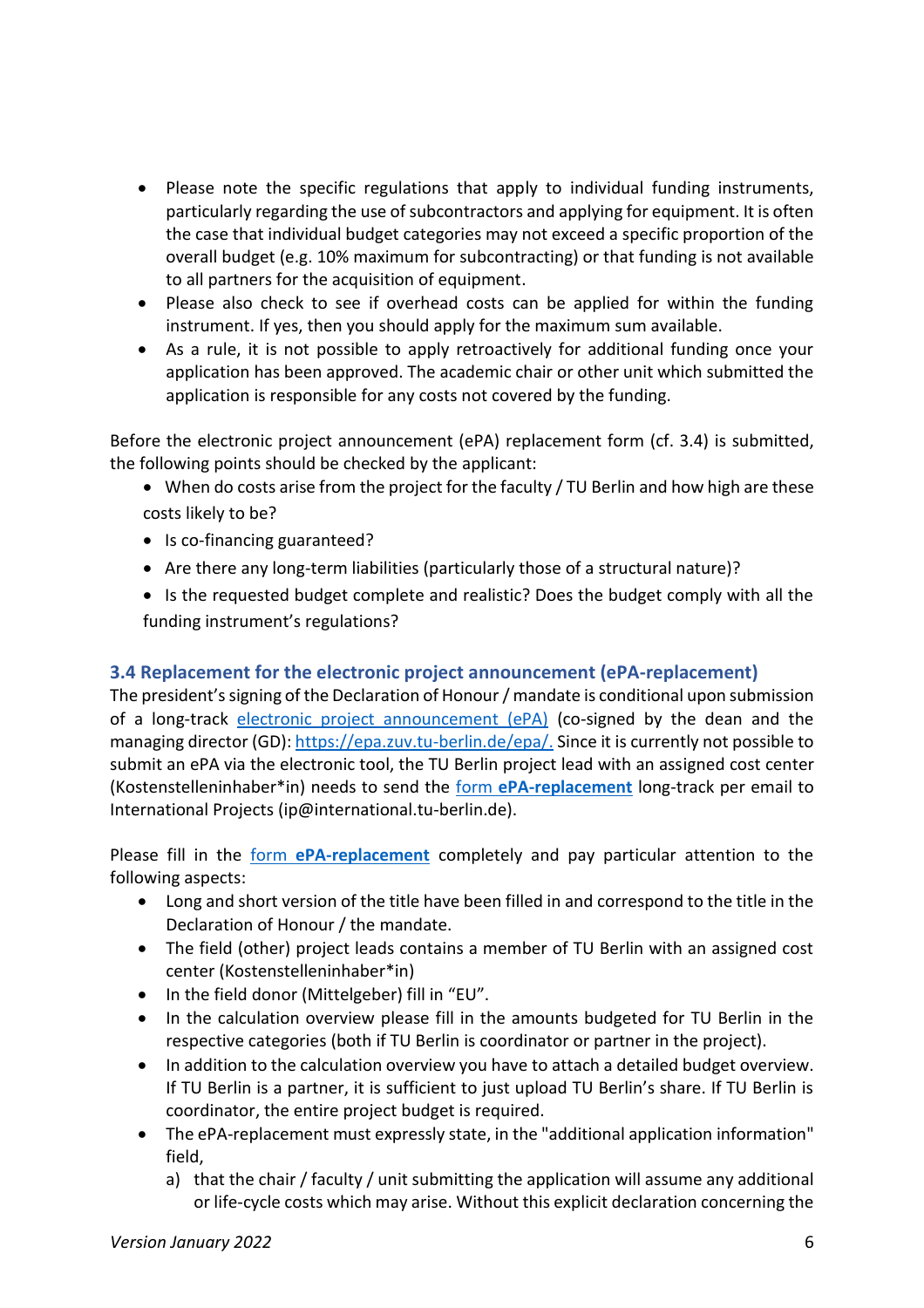- Please note the specific regulations that apply to individual funding instruments, particularly regarding the use of subcontractors and applying for equipment. It is often the case that individual budget categories may not exceed a specific proportion of the overall budget (e.g. 10% maximum for subcontracting) or that funding is not available to all partners for the acquisition of equipment.
- Please also check to see if overhead costs can be applied for within the funding instrument. If yes, then you should apply for the maximum sum available.
- As a rule, it is not possible to apply retroactively for additional funding once your application has been approved. The academic chair or other unit which submitted the application is responsible for any costs not covered by the funding.

Before the electronic project announcement (ePA) replacement form (cf. 3.4) is submitted, the following points should be checked by the applicant:

- When do costs arise from the project for the faculty / TU Berlin and how high are these costs likely to be?
- Is co-financing guaranteed?
- Are there any long-term liabilities (particularly those of a structural nature)?
- Is the requested budget complete and realistic? Does the budget comply with all the funding instrument's regulations?

### 3.4 Replacement for the electronic project announcement (ePA-replacement)

The president's signing of the Declaration of Honour / mandate is conditional upon submission of a long-track [electronic project announcement (ePA)](https://epa.zuv.tu-berlin.de/epa/) (co-signed by the dean and the managing director (GD): https://epa.zuv.tu-berlin.de/epa/. Since it is currently not possible to submit an ePA via the electronic tool, the TU Berlin project lead with an assigned cost center (Kostenstelleninhaber*in) needs to send the form **ePA-replacement** long-track per email to International Projects (ip@international.tu-berlin.de).

Please fill in the form **ePA-replacement** completely and pay particular attention to the following aspects:

- Long and short version of the title have been filled in and correspond to the title in the Declaration of Honour / the mandate.
- The field (other) project leads contains a member of TU Berlin with an assigned cost center (Kostenstelleninhaber*in)
- In the field donor (Mittelgeber) fill in "EU".
- In the calculation overview please fill in the amounts budgeted for TU Berlin in the respective categories (both if TU Berlin is coordinator or partner in the project).
- In addition to the calculation overview you have to attach a detailed budget overview. If TU Berlin is a partner, it is sufficient to just upload TU Berlin's share. If TU Berlin is coordinator, the entire project budget is required.
- The ePA-replacement must expressly state, in the "additional application information" field,
  a) that the chair / faculty / unit submitting the application will assume any additional or life-cycle costs which may arise. Without this explicit declaration concerning the

*Version January 2022*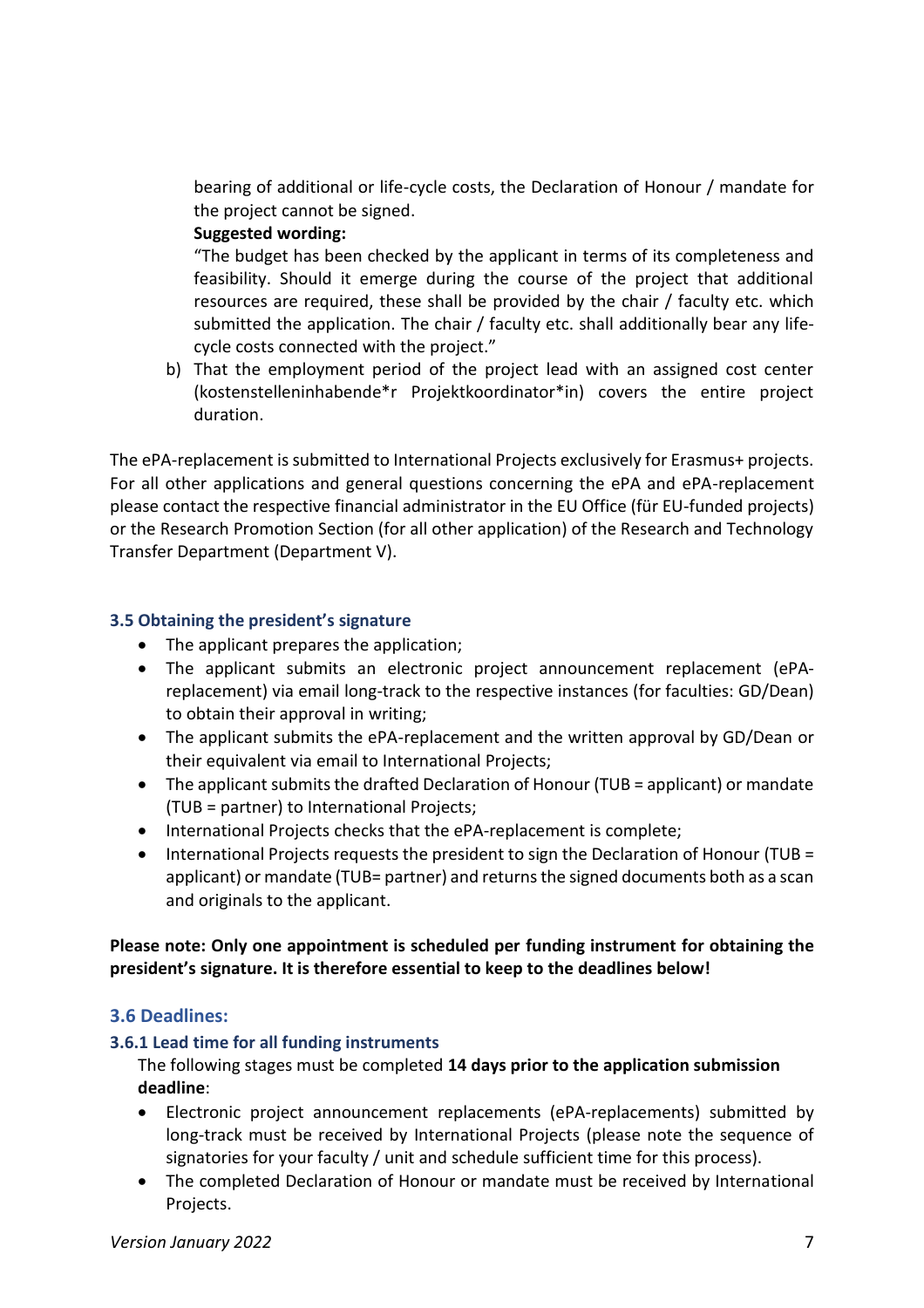bearing of additional or life-cycle costs, the Declaration of Honour / mandate for the project cannot be signed.

**Suggested wording:**

"The budget has been checked by the applicant in terms of its completeness and feasibility. Should it emerge during the course of the project that additional resources are required, these shall be provided by the chair / faculty etc. which submitted the application. The chair / faculty etc. shall additionally bear any life-cycle costs connected with the project."

b) That the employment period of the project lead with an assigned cost center (kostenstelleninhabende*r Projektkoordinator*in) covers the entire project duration.

The ePA-replacement is submitted to International Projects exclusively for Erasmus+ projects. For all other applications and general questions concerning the ePA and ePA-replacement please contact the respective financial administrator in the EU Office (für EU-funded projects) or the Research Promotion Section (for all other application) of the Research and Technology Transfer Department (Department V).

### 3.5 Obtaining the president's signature

- The applicant prepares the application;
- The applicant submits an electronic project announcement replacement (ePA-replacement) via email long-track to the respective instances (for faculties: GD/Dean) to obtain their approval in writing;
- The applicant submits the ePA-replacement and the written approval by GD/Dean or their equivalent via email to International Projects;
- The applicant submits the drafted Declaration of Honour (TUB = applicant) or mandate (TUB = partner) to International Projects;
- International Projects checks that the ePA-replacement is complete;
- International Projects requests the president to sign the Declaration of Honour (TUB = applicant) or mandate (TUB= partner) and returns the signed documents both as a scan and originals to the applicant.

**Please note: Only one appointment is scheduled per funding instrument for obtaining the president's signature. It is therefore essential to keep to the deadlines below!**

## 3.6 Deadlines:

### 3.6.1 Lead time for all funding instruments

The following stages must be completed **14 days prior to the application submission deadline**:

- Electronic project announcement replacements (ePA-replacements) submitted by long-track must be received by International Projects (please note the sequence of signatories for your faculty / unit and schedule sufficient time for this process).
- The completed Declaration of Honour or mandate must be received by International Projects.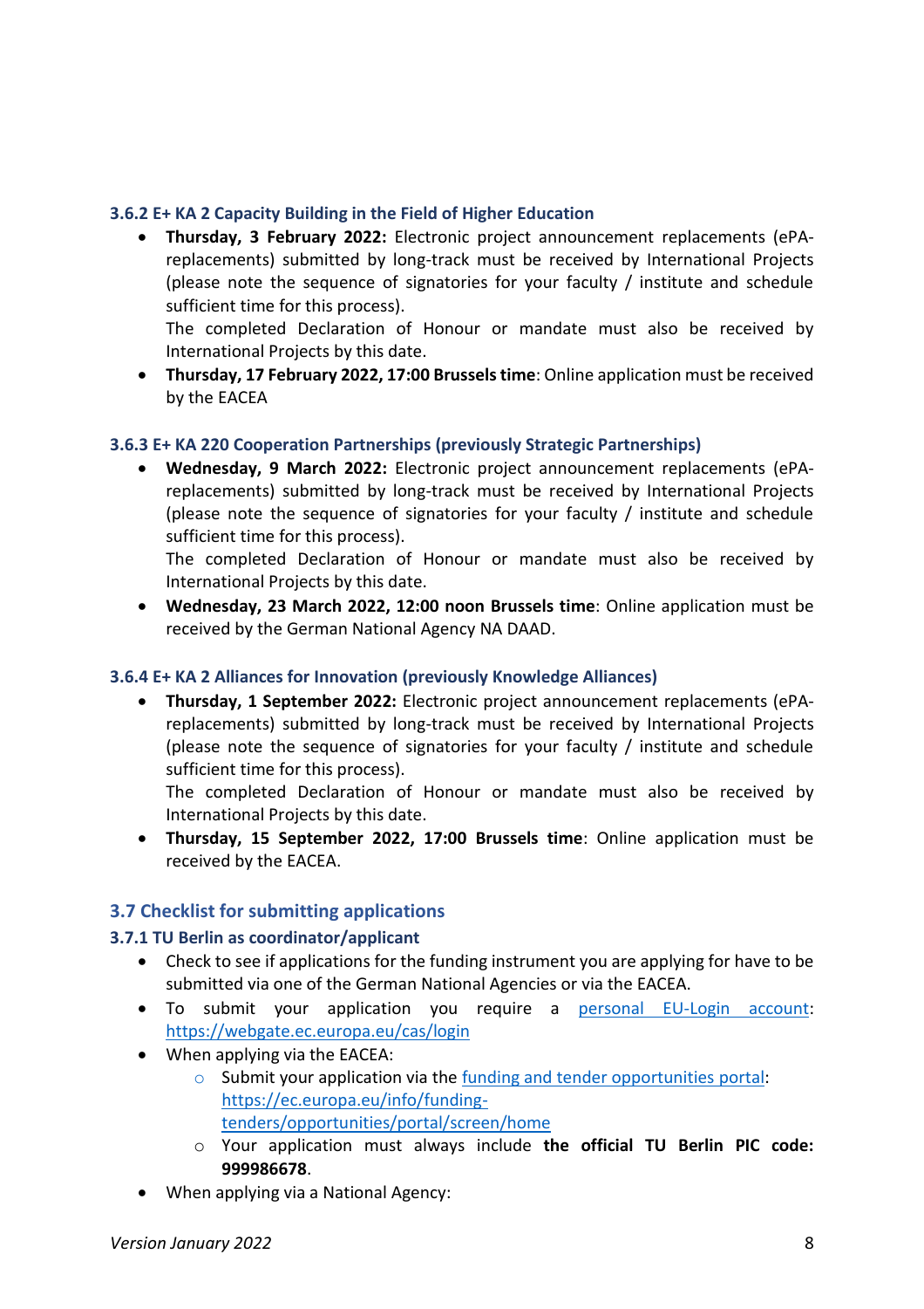#### 3.6.2 E+ KA 2 Capacity Building in the Field of Higher Education

- **Thursday, 3 February 2022:** Electronic project announcement replacements (ePA-replacements) submitted by long-track must be received by International Projects (please note the sequence of signatories for your faculty / institute and schedule sufficient time for this process).
  The completed Declaration of Honour or mandate must also be received by International Projects by this date.
- **Thursday, 17 February 2022, 17:00 Brussels time**: Online application must be received by the EACEA

#### 3.6.3 E+ KA 220 Cooperation Partnerships (previously Strategic Partnerships)

- **Wednesday, 9 March 2022:** Electronic project announcement replacements (ePA-replacements) submitted by long-track must be received by International Projects (please note the sequence of signatories for your faculty / institute and schedule sufficient time for this process).
  The completed Declaration of Honour or mandate must also be received by International Projects by this date.
- **Wednesday, 23 March 2022, 12:00 noon Brussels time**: Online application must be received by the German National Agency NA DAAD.

#### 3.6.4 E+ KA 2 Alliances for Innovation (previously Knowledge Alliances)

- **Thursday, 1 September 2022:** Electronic project announcement replacements (ePA-replacements) submitted by long-track must be received by International Projects (please note the sequence of signatories for your faculty / institute and schedule sufficient time for this process).
  The completed Declaration of Honour or mandate must also be received by International Projects by this date.
- **Thursday, 15 September 2022, 17:00 Brussels time**: Online application must be received by the EACEA.

### 3.7 Checklist for submitting applications

#### 3.7.1 TU Berlin as coordinator/applicant

- Check to see if applications for the funding instrument you are applying for have to be submitted via one of the German National Agencies or via the EACEA.
- To submit your application you require a personal EU-Login account: https://webgate.ec.europa.eu/cas/login
- When applying via the EACEA:
  - Submit your application via the funding and tender opportunities portal: https://ec.europa.eu/info/funding-tenders/opportunities/portal/screen/home
  - Your application must always include **the official TU Berlin PIC code: 999986678**.
- When applying via a National Agency: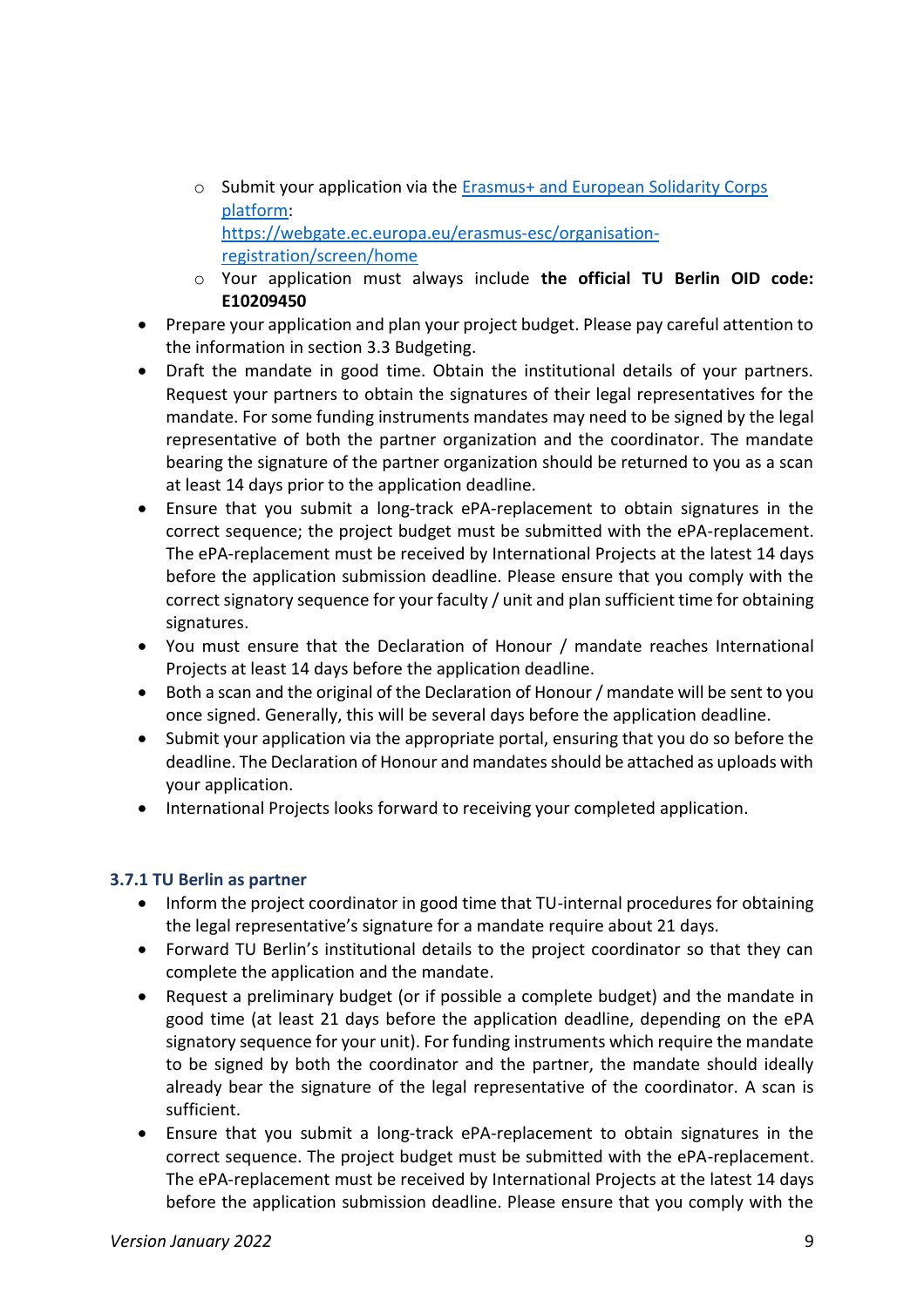- Submit your application via the [Erasmus+ and European Solidarity Corps platform](https://webgate.ec.europa.eu/erasmus-esc/organisation-registration/screen/home): https://webgate.ec.europa.eu/erasmus-esc/organisation-registration/screen/home
    - Your application must always include **the official TU Berlin OID code: E10209450**
- Prepare your application and plan your project budget. Please pay careful attention to the information in section 3.3 Budgeting.
- Draft the mandate in good time. Obtain the institutional details of your partners. Request your partners to obtain the signatures of their legal representatives for the mandate. For some funding instruments mandates may need to be signed by the legal representative of both the partner organization and the coordinator. The mandate bearing the signature of the partner organization should be returned to you as a scan at least 14 days prior to the application deadline.
- Ensure that you submit a long-track ePA-replacement to obtain signatures in the correct sequence; the project budget must be submitted with the ePA-replacement. The ePA-replacement must be received by International Projects at the latest 14 days before the application submission deadline. Please ensure that you comply with the correct signatory sequence for your faculty / unit and plan sufficient time for obtaining signatures.
- You must ensure that the Declaration of Honour / mandate reaches International Projects at least 14 days before the application deadline.
- Both a scan and the original of the Declaration of Honour / mandate will be sent to you once signed. Generally, this will be several days before the application deadline.
- Submit your application via the appropriate portal, ensuring that you do so before the deadline. The Declaration of Honour and mandates should be attached as uploads with your application.
- International Projects looks forward to receiving your completed application.

### 3.7.1 TU Berlin as partner

- Inform the project coordinator in good time that TU-internal procedures for obtaining the legal representative's signature for a mandate require about 21 days.
- Forward TU Berlin's institutional details to the project coordinator so that they can complete the application and the mandate.
- Request a preliminary budget (or if possible a complete budget) and the mandate in good time (at least 21 days before the application deadline, depending on the ePA signatory sequence for your unit). For funding instruments which require the mandate to be signed by both the coordinator and the partner, the mandate should ideally already bear the signature of the legal representative of the coordinator. A scan is sufficient.
- Ensure that you submit a long-track ePA-replacement to obtain signatures in the correct sequence. The project budget must be submitted with the ePA-replacement. The ePA-replacement must be received by International Projects at the latest 14 days before the application submission deadline. Please ensure that you comply with the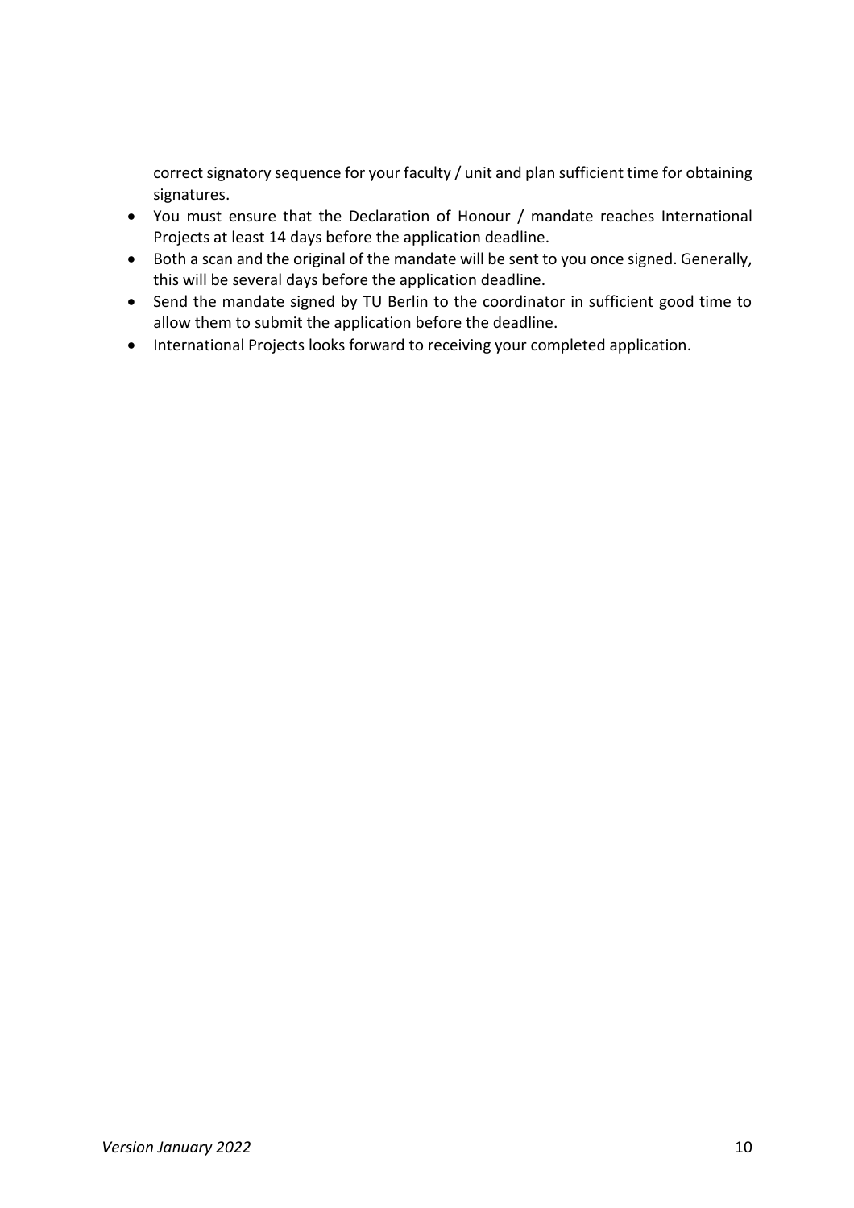correct signatory sequence for your faculty / unit and plan sufficient time for obtaining signatures.

- You must ensure that the Declaration of Honour / mandate reaches International Projects at least 14 days before the application deadline.
- Both a scan and the original of the mandate will be sent to you once signed. Generally, this will be several days before the application deadline.
- Send the mandate signed by TU Berlin to the coordinator in sufficient good time to allow them to submit the application before the deadline.
- International Projects looks forward to receiving your completed application.